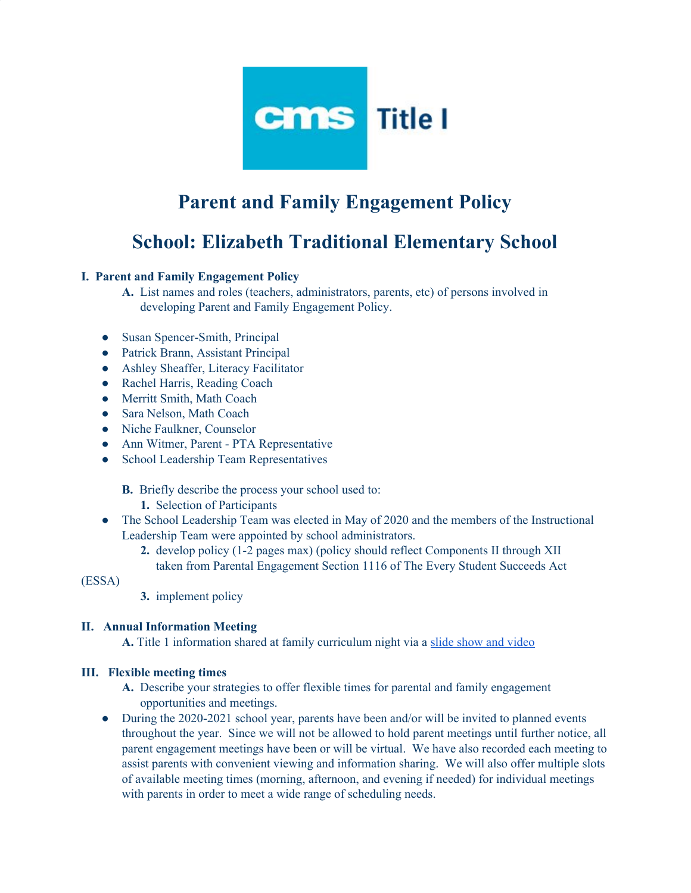cms Title I

# Parent and Family Engagement Policy

# School: Elizabeth Traditional Elementary School

## I. Parent and Family Engagement Policy

**A.** List names and roles (teachers, administrators, parents, etc) of persons involved in developing Parent and Family Engagement Policy.

- Susan Spencer-Smith, Principal
- Patrick Brann, Assistant Principal
- Ashley Sheaffer, Literacy Facilitator
- Rachel Harris, Reading Coach
- Merritt Smith, Math Coach
- Sara Nelson, Math Coach
- Niche Faulkner, Counselor
- Ann Witmer, Parent - PTA Representative
- School Leadership Team Representatives

**B.** Briefly describe the process your school used to:

**1.** Selection of Participants

- The School Leadership Team was elected in May of 2020 and the members of the Instructional Leadership Team were appointed by school administrators.

**2.** develop policy (1-2 pages max) (policy should reflect Components II through XII taken from Parental Engagement Section 1116 of The Every Student Succeeds Act (ESSA)

**3.** implement policy

## II. Annual Information Meeting

**A.** Title 1 information shared at family curriculum night via a slide show and video

## III. Flexible meeting times

**A.** Describe your strategies to offer flexible times for parental and family engagement opportunities and meetings.

- During the 2020-2021 school year, parents have been and/or will be invited to planned events throughout the year. Since we will not be allowed to hold parent meetings until further notice, all parent engagement meetings have been or will be virtual. We have also recorded each meeting to assist parents with convenient viewing and information sharing. We will also offer multiple slots of available meeting times (morning, afternoon, and evening if needed) for individual meetings with parents in order to meet a wide range of scheduling needs.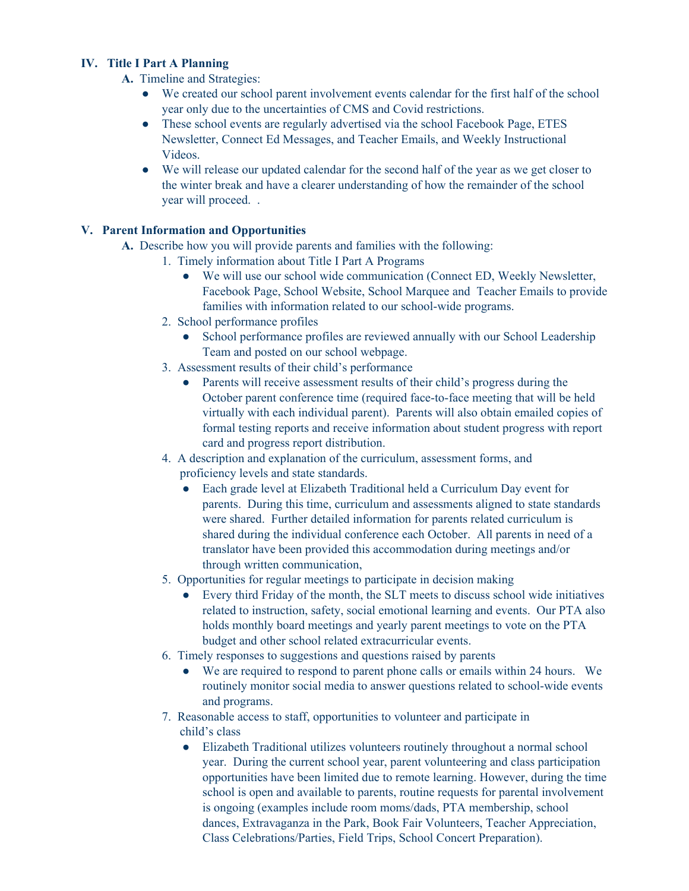## IV. Title I Part A Planning

**A.** Timeline and Strategies:

- We created our school parent involvement events calendar for the first half of the school year only due to the uncertainties of CMS and Covid restrictions.
- These school events are regularly advertised via the school Facebook Page, ETES Newsletter, Connect Ed Messages, and Teacher Emails, and Weekly Instructional Videos.
- We will release our updated calendar for the second half of the year as we get closer to the winter break and have a clearer understanding of how the remainder of the school year will proceed. .

## V. Parent Information and Opportunities

**A.** Describe how you will provide parents and families with the following:

1. Timely information about Title I Part A Programs
   - We will use our school wide communication (Connect ED, Weekly Newsletter, Facebook Page, School Website, School Marquee and Teacher Emails to provide families with information related to our school-wide programs.
2. School performance profiles
   - School performance profiles are reviewed annually with our School Leadership Team and posted on our school webpage.
3. Assessment results of their child's performance
   - Parents will receive assessment results of their child's progress during the October parent conference time (required face-to-face meeting that will be held virtually with each individual parent). Parents will also obtain emailed copies of formal testing reports and receive information about student progress with report card and progress report distribution.
4. A description and explanation of the curriculum, assessment forms, and proficiency levels and state standards.
   - Each grade level at Elizabeth Traditional held a Curriculum Day event for parents. During this time, curriculum and assessments aligned to state standards were shared. Further detailed information for parents related curriculum is shared during the individual conference each October. All parents in need of a translator have been provided this accommodation during meetings and/or through written communication,
5. Opportunities for regular meetings to participate in decision making
   - Every third Friday of the month, the SLT meets to discuss school wide initiatives related to instruction, safety, social emotional learning and events. Our PTA also holds monthly board meetings and yearly parent meetings to vote on the PTA budget and other school related extracurricular events.
6. Timely responses to suggestions and questions raised by parents
   - We are required to respond to parent phone calls or emails within 24 hours. We routinely monitor social media to answer questions related to school-wide events and programs.
7. Reasonable access to staff, opportunities to volunteer and participate in child's class
   - Elizabeth Traditional utilizes volunteers routinely throughout a normal school year. During the current school year, parent volunteering and class participation opportunities have been limited due to remote learning. However, during the time school is open and available to parents, routine requests for parental involvement is ongoing (examples include room moms/dads, PTA membership, school dances, Extravaganza in the Park, Book Fair Volunteers, Teacher Appreciation, Class Celebrations/Parties, Field Trips, School Concert Preparation).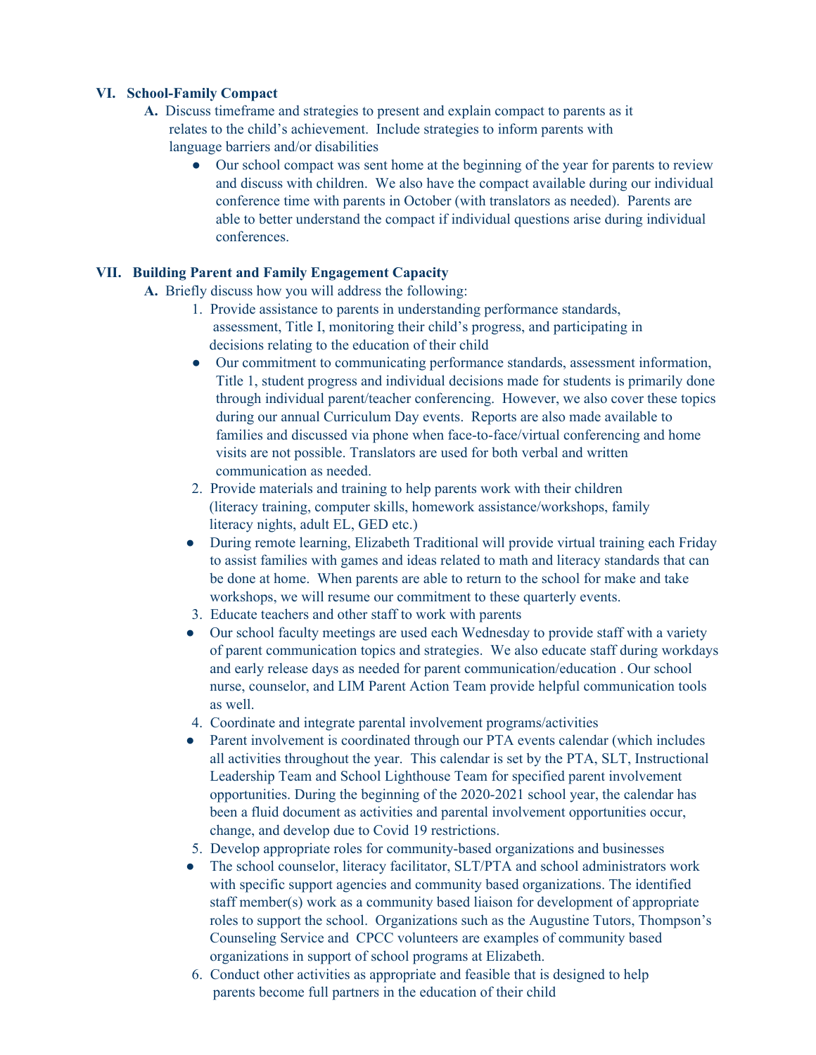## VI. School-Family Compact

**A.** Discuss timeframe and strategies to present and explain compact to parents as it relates to the child's achievement. Include strategies to inform parents with language barriers and/or disabilities

- Our school compact was sent home at the beginning of the year for parents to review and discuss with children. We also have the compact available during our individual conference time with parents in October (with translators as needed). Parents are able to better understand the compact if individual questions arise during individual conferences.

## VII. Building Parent and Family Engagement Capacity

**A.** Briefly discuss how you will address the following:

1. Provide assistance to parents in understanding performance standards, assessment, Title I, monitoring their child's progress, and participating in decisions relating to the education of their child
   - Our commitment to communicating performance standards, assessment information, Title 1, student progress and individual decisions made for students is primarily done through individual parent/teacher conferencing. However, we also cover these topics during our annual Curriculum Day events. Reports are also made available to families and discussed via phone when face-to-face/virtual conferencing and home visits are not possible. Translators are used for both verbal and written communication as needed.
2. Provide materials and training to help parents work with their children (literacy training, computer skills, homework assistance/workshops, family literacy nights, adult EL, GED etc.)
   - During remote learning, Elizabeth Traditional will provide virtual training each Friday to assist families with games and ideas related to math and literacy standards that can be done at home. When parents are able to return to the school for make and take workshops, we will resume our commitment to these quarterly events.
3. Educate teachers and other staff to work with parents
   - Our school faculty meetings are used each Wednesday to provide staff with a variety of parent communication topics and strategies. We also educate staff during workdays and early release days as needed for parent communication/education . Our school nurse, counselor, and LIM Parent Action Team provide helpful communication tools as well.
4. Coordinate and integrate parental involvement programs/activities
   - Parent involvement is coordinated through our PTA events calendar (which includes all activities throughout the year. This calendar is set by the PTA, SLT, Instructional Leadership Team and School Lighthouse Team for specified parent involvement opportunities. During the beginning of the 2020-2021 school year, the calendar has been a fluid document as activities and parental involvement opportunities occur, change, and develop due to Covid 19 restrictions.
5. Develop appropriate roles for community-based organizations and businesses
   - The school counselor, literacy facilitator, SLT/PTA and school administrators work with specific support agencies and community based organizations. The identified staff member(s) work as a community based liaison for development of appropriate roles to support the school. Organizations such as the Augustine Tutors, Thompson's Counseling Service and CPCC volunteers are examples of community based organizations in support of school programs at Elizabeth.
6. Conduct other activities as appropriate and feasible that is designed to help parents become full partners in the education of their child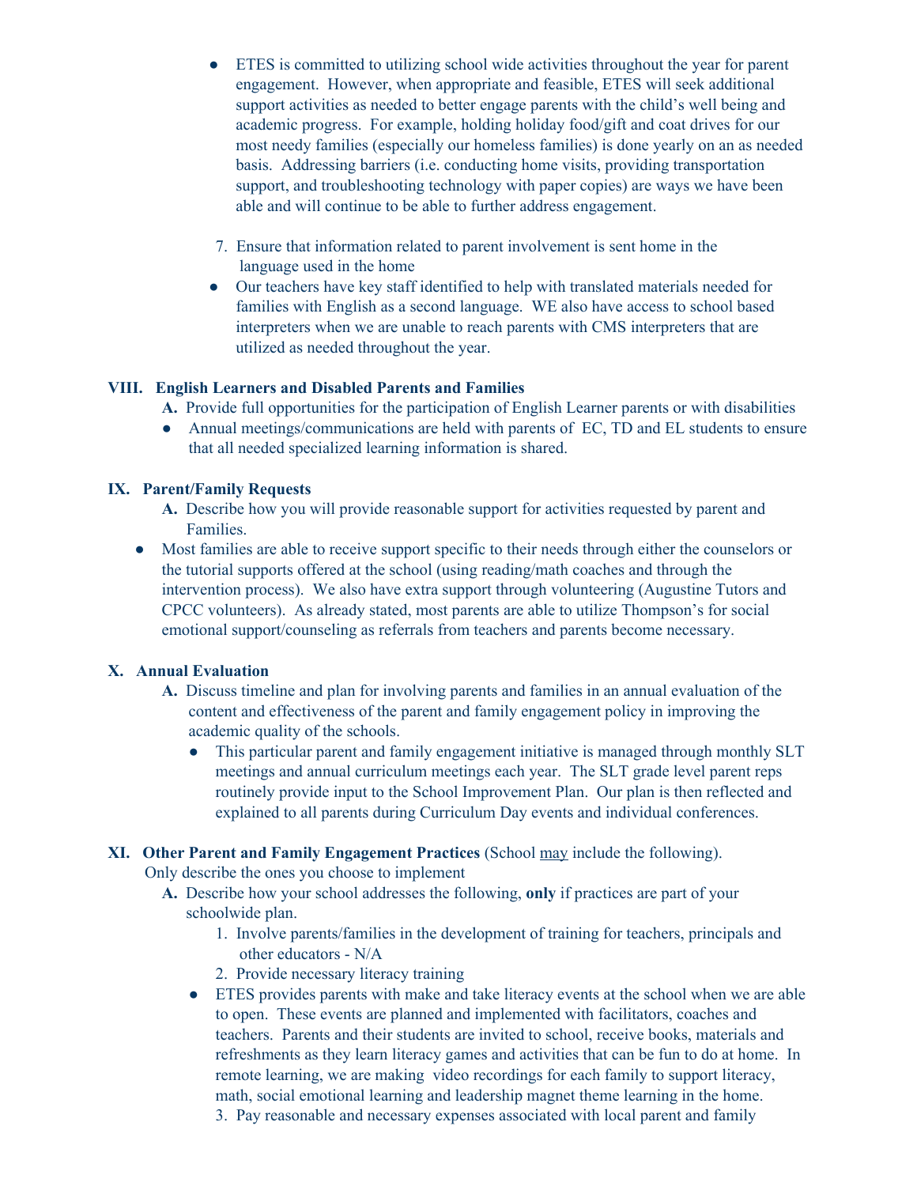- ETES is committed to utilizing school wide activities throughout the year for parent engagement. However, when appropriate and feasible, ETES will seek additional support activities as needed to better engage parents with the child's well being and academic progress. For example, holding holiday food/gift and coat drives for our most needy families (especially our homeless families) is done yearly on an as needed basis. Addressing barriers (i.e. conducting home visits, providing transportation support, and troubleshooting technology with paper copies) are ways we have been able and will continue to be able to further address engagement.

7. Ensure that information related to parent involvement is sent home in the language used in the home

- Our teachers have key staff identified to help with translated materials needed for families with English as a second language. WE also have access to school based interpreters when we are unable to reach parents with CMS interpreters that are utilized as needed throughout the year.

## VIII. English Learners and Disabled Parents and Families

**A.** Provide full opportunities for the participation of English Learner parents or with disabilities

- Annual meetings/communications are held with parents of EC, TD and EL students to ensure that all needed specialized learning information is shared.

## IX. Parent/Family Requests

**A.** Describe how you will provide reasonable support for activities requested by parent and Families.

- Most families are able to receive support specific to their needs through either the counselors or the tutorial supports offered at the school (using reading/math coaches and through the intervention process). We also have extra support through volunteering (Augustine Tutors and CPCC volunteers). As already stated, most parents are able to utilize Thompson's for social emotional support/counseling as referrals from teachers and parents become necessary.

## X. Annual Evaluation

**A.** Discuss timeline and plan for involving parents and families in an annual evaluation of the content and effectiveness of the parent and family engagement policy in improving the academic quality of the schools.

- This particular parent and family engagement initiative is managed through monthly SLT meetings and annual curriculum meetings each year. The SLT grade level parent reps routinely provide input to the School Improvement Plan. Our plan is then reflected and explained to all parents during Curriculum Day events and individual conferences.

## XI. Other Parent and Family Engagement Practices (School may include the following).

Only describe the ones you choose to implement

**A.** Describe how your school addresses the following, **only** if practices are part of your schoolwide plan.

1. Involve parents/families in the development of training for teachers, principals and other educators - N/A
2. Provide necessary literacy training

- ETES provides parents with make and take literacy events at the school when we are able to open. These events are planned and implemented with facilitators, coaches and teachers. Parents and their students are invited to school, receive books, materials and refreshments as they learn literacy games and activities that can be fun to do at home. In remote learning, we are making video recordings for each family to support literacy, math, social emotional learning and leadership magnet theme learning in the home.

3. Pay reasonable and necessary expenses associated with local parent and family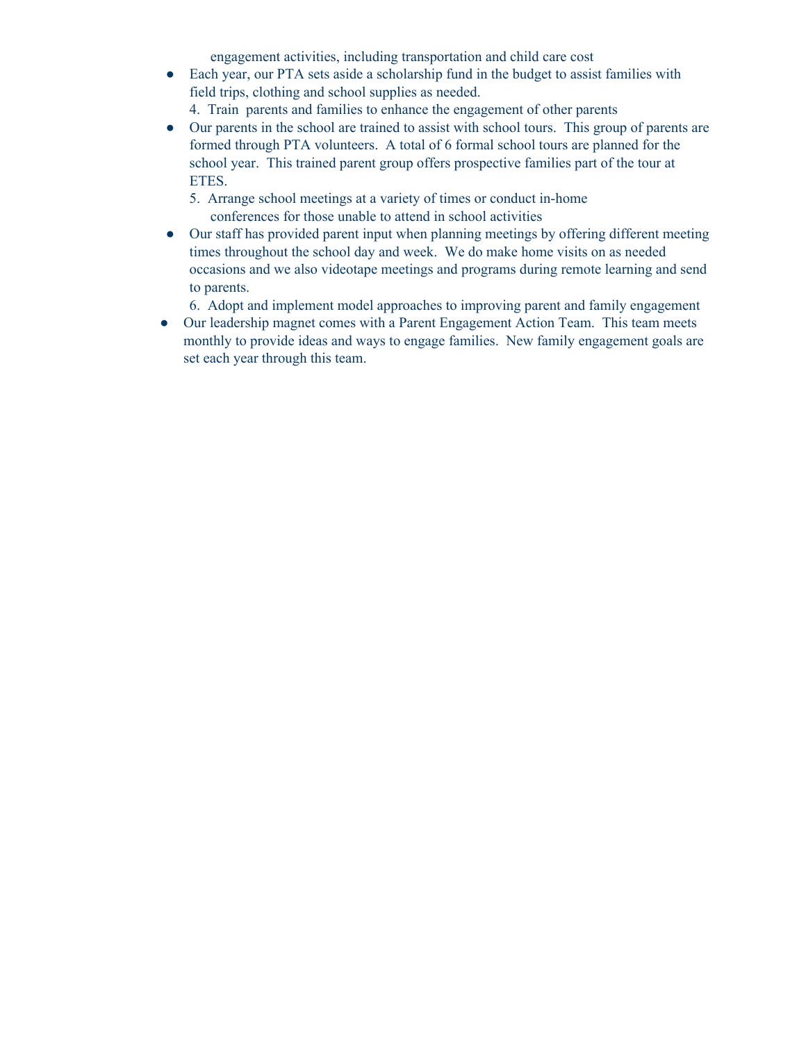engagement activities, including transportation and child care cost

- Each year, our PTA sets aside a scholarship fund in the budget to assist families with field trips, clothing and school supplies as needed.

4. Train parents and families to enhance the engagement of other parents

- Our parents in the school are trained to assist with school tours. This group of parents are formed through PTA volunteers. A total of 6 formal school tours are planned for the school year. This trained parent group offers prospective families part of the tour at ETES.

5. Arrange school meetings at a variety of times or conduct in-home conferences for those unable to attend in school activities

- Our staff has provided parent input when planning meetings by offering different meeting times throughout the school day and week. We do make home visits on as needed occasions and we also videotape meetings and programs during remote learning and send to parents.

6. Adopt and implement model approaches to improving parent and family engagement

- Our leadership magnet comes with a Parent Engagement Action Team. This team meets monthly to provide ideas and ways to engage families. New family engagement goals are set each year through this team.